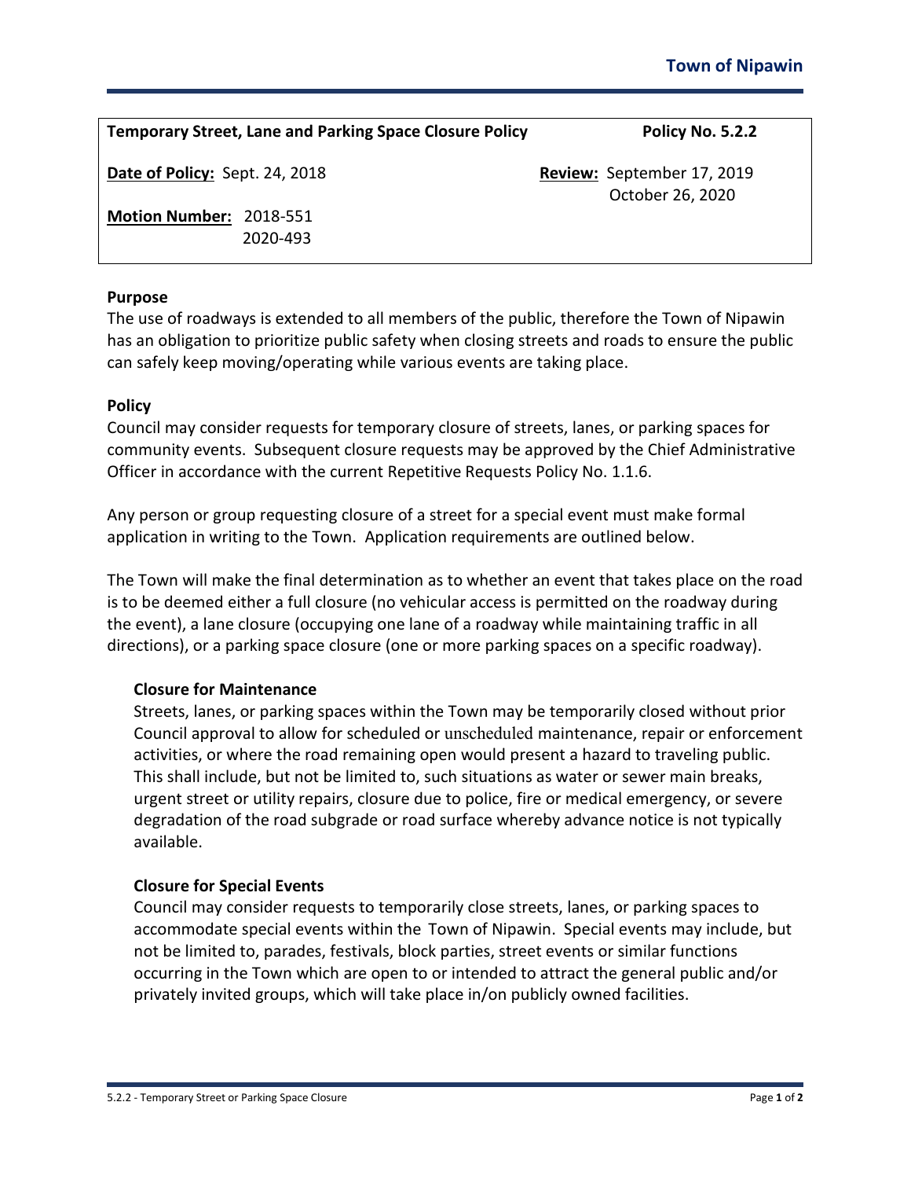| Temporary Street, Lane and Parking Space Closure Policy | Policy No. 5.2.2 |
|---|---|
| **Date of Policy:** Sept. 24, 2018 | **Review:** September 17, 2019<br>October 26, 2020 |
| **Motion Number:** 2018-551<br>2020-493 | |

## Purpose

The use of roadways is extended to all members of the public, therefore the Town of Nipawin has an obligation to prioritize public safety when closing streets and roads to ensure the public can safely keep moving/operating while various events are taking place.

## Policy

Council may consider requests for temporary closure of streets, lanes, or parking spaces for community events. Subsequent closure requests may be approved by the Chief Administrative Officer in accordance with the current Repetitive Requests Policy No. 1.1.6.

Any person or group requesting closure of a street for a special event must make formal application in writing to the Town. Application requirements are outlined below.

The Town will make the final determination as to whether an event that takes place on the road is to be deemed either a full closure (no vehicular access is permitted on the roadway during the event), a lane closure (occupying one lane of a roadway while maintaining traffic in all directions), or a parking space closure (one or more parking spaces on a specific roadway).

### Closure for Maintenance

Streets, lanes, or parking spaces within the Town may be temporarily closed without prior Council approval to allow for scheduled or unscheduled maintenance, repair or enforcement activities, or where the road remaining open would present a hazard to traveling public. This shall include, but not be limited to, such situations as water or sewer main breaks, urgent street or utility repairs, closure due to police, fire or medical emergency, or severe degradation of the road subgrade or road surface whereby advance notice is not typically available.

### Closure for Special Events

Council may consider requests to temporarily close streets, lanes, or parking spaces to accommodate special events within the Town of Nipawin. Special events may include, but not be limited to, parades, festivals, block parties, street events or similar functions occurring in the Town which are open to or intended to attract the general public and/or privately invited groups, which will take place in/on publicly owned facilities.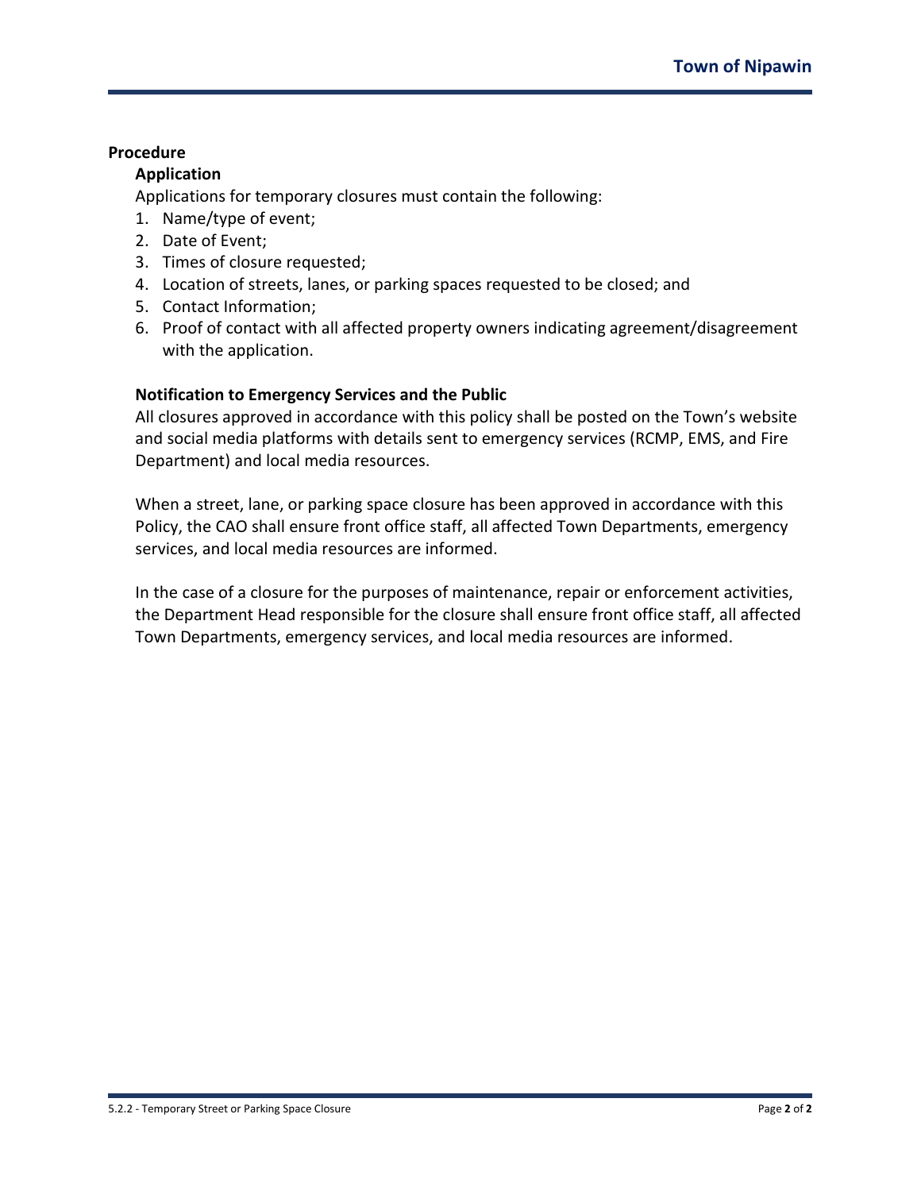## Procedure

### Application

Applications for temporary closures must contain the following:

1. Name/type of event;
2. Date of Event;
3. Times of closure requested;
4. Location of streets, lanes, or parking spaces requested to be closed; and
5. Contact Information;
6. Proof of contact with all affected property owners indicating agreement/disagreement with the application.

### Notification to Emergency Services and the Public

All closures approved in accordance with this policy shall be posted on the Town's website and social media platforms with details sent to emergency services (RCMP, EMS, and Fire Department) and local media resources.

When a street, lane, or parking space closure has been approved in accordance with this Policy, the CAO shall ensure front office staff, all affected Town Departments, emergency services, and local media resources are informed.

In the case of a closure for the purposes of maintenance, repair or enforcement activities, the Department Head responsible for the closure shall ensure front office staff, all affected Town Departments, emergency services, and local media resources are informed.